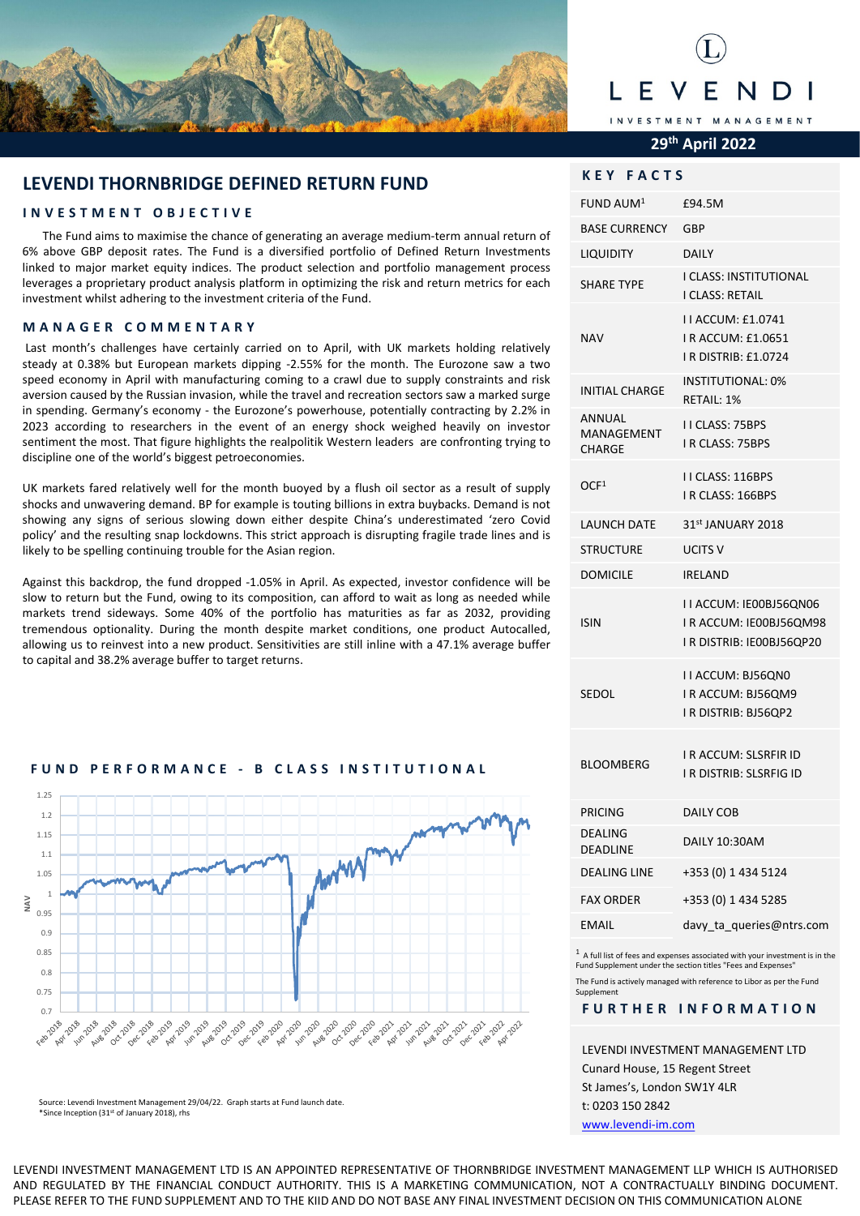LEVENDI INVESTMENT MANAGEMENT

29th April 2022

# LEVENDI THORNBRIDGE DEFINED RETURN FUND

## INVESTMENT OBJECTIVE

The Fund aims to maximise the chance of generating an average medium-term annual return of 6% above GBP deposit rates. The Fund is a diversified portfolio of Defined Return Investments linked to major market equity indices. The product selection and portfolio management process leverages a proprietary product analysis platform in optimizing the risk and return metrics for each investment whilst adhering to the investment criteria of the Fund.

## MANAGER COMMENTARY

Last month's challenges have certainly carried on to April, with UK markets holding relatively steady at 0.38% but European markets dipping -2.55% for the month. The Eurozone saw a two speed economy in April with manufacturing coming to a crawl due to supply constraints and risk aversion caused by the Russian invasion, while the travel and recreation sectors saw a marked surge in spending. Germany's economy - the Eurozone's powerhouse, potentially contracting by 2.2% in 2023 according to researchers in the event of an energy shock weighed heavily on investor sentiment the most. That figure highlights the realpolitik Western leaders are confronting trying to discipline one of the world's biggest petroeconomies.

UK markets fared relatively well for the month buoyed by a flush oil sector as a result of supply shocks and unwavering demand. BP for example is touting billions in extra buybacks. Demand is not showing any signs of serious slowing down either despite China's underestimated 'zero Covid policy' and the resulting snap lockdowns. This strict approach is disrupting fragile trade lines and is likely to be spelling continuing trouble for the Asian region.

Against this backdrop, the fund dropped -1.05% in April. As expected, investor confidence will be slow to return but the Fund, owing to its composition, can afford to wait as long as needed while markets trend sideways. Some 40% of the portfolio has maturities as far as 2032, providing tremendous optionality. During the month despite market conditions, one product Autocalled, allowing us to reinvest into a new product. Sensitivities are still inline with a 47.1% average buffer to capital and 38.2% average buffer to target returns.

## FUND PERFORMANCE - B CLASS INSTITUTIONAL

Source: Levendi Investment Management 29/04/22. Graph starts at Fund launch date.
*Since Inception (31st of January 2018), rhs

## KEY FACTS

| | |
|---|---|
| FUND AUM[1] | £94.5M |
| BASE CURRENCY | GBP |
| LIQUIDITY | DAILY |
| SHARE TYPE | I CLASS: INSTITUTIONAL<br>I CLASS: RETAIL |
| NAV | I I ACCUM: £1.0741<br>I R ACCUM: £1.0651<br>I R DISTRIB: £1.0724 |
| INITIAL CHARGE | INSTITUTIONAL: 0%<br>RETAIL: 1% |
| ANNUAL MANAGEMENT CHARGE | I I CLASS: 75BPS<br>I R CLASS: 75BPS |
| OCF[1] | I I CLASS: 116BPS<br>I R CLASS: 166BPS |
| LAUNCH DATE | 31st JANUARY 2018 |
| STRUCTURE | UCITS V |
| DOMICILE | IRELAND |
| ISIN | I I ACCUM: IE00BJ56QN06<br>I R ACCUM: IE00BJ56QM98<br>I R DISTRIB: IE00BJ56QP20 |
| SEDOL | I I ACCUM: BJ56QN0<br>I R ACCUM: BJ56QM9<br>I R DISTRIB: BJ56QP2 |
| BLOOMBERG | I R ACCUM: SLSRFIR ID<br>I R DISTRIB: SLSRFIG ID |
| PRICING | DAILY COB |
| DEALING DEADLINE | DAILY 10:30AM |
| DEALING LINE | +353 (0) 1 434 5124 |
| FAX ORDER | +353 (0) 1 434 5285 |
| EMAIL | davy_ta_queries@ntrs.com |

[1] A full list of fees and expenses associated with your investment is in the Fund Supplement under the section titles "Fees and Expenses"

The Fund is actively managed with reference to Libor as per the Fund Supplement

## FURTHER INFORMATION

LEVENDI INVESTMENT MANAGEMENT LTD
Cunard House, 15 Regent Street
St James's, London SW1Y 4LR
t: 0203 150 2842
www.levendi-im.com

LEVENDI INVESTMENT MANAGEMENT LTD IS AN APPOINTED REPRESENTATIVE OF THORNBRIDGE INVESTMENT MANAGEMENT LLP WHICH IS AUTHORISED AND REGULATED BY THE FINANCIAL CONDUCT AUTHORITY. THIS IS A MARKETING COMMUNICATION, NOT A CONTRACTUALLY BINDING DOCUMENT. PLEASE REFER TO THE FUND SUPPLEMENT AND TO THE KIID AND DO NOT BASE ANY FINAL INVESTMENT DECISION ON THIS COMMUNICATION ALONE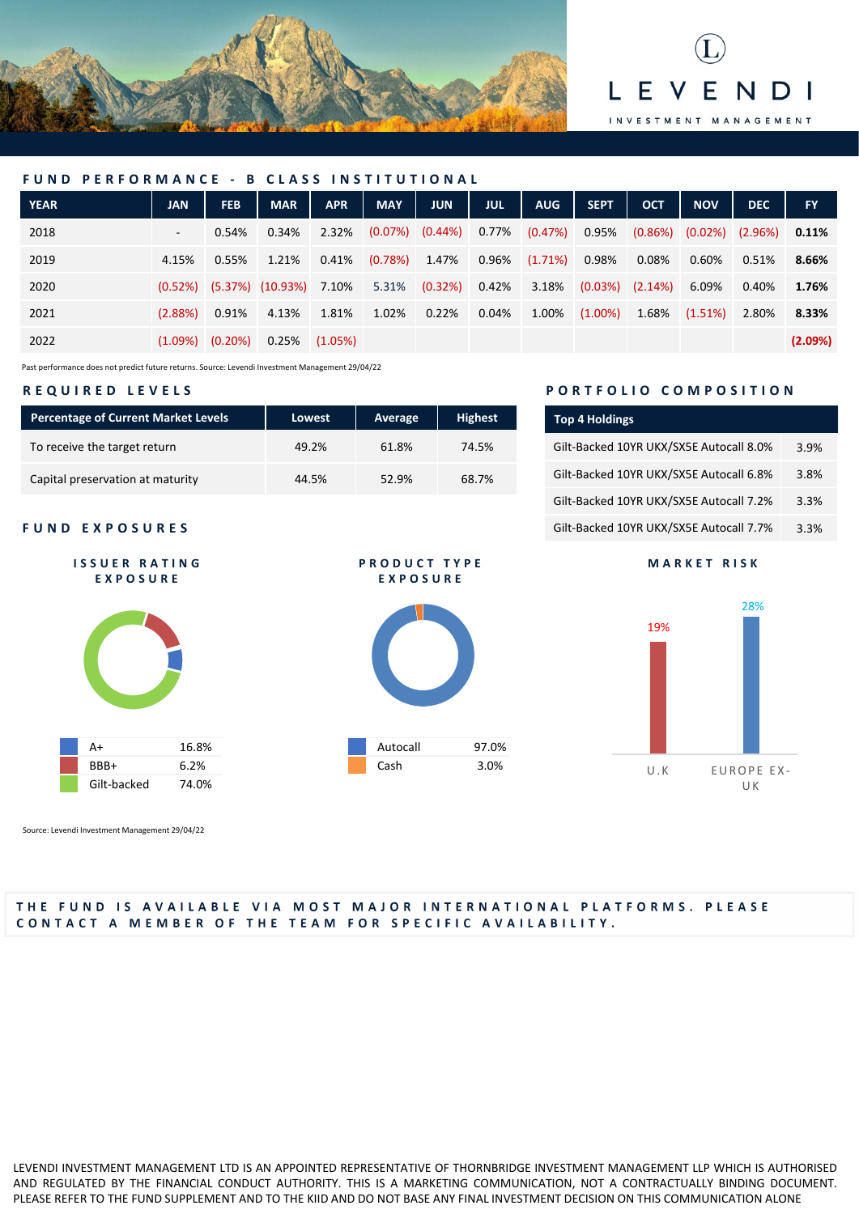## FUND PERFORMANCE - B CLASS INSTITUTIONAL

| YEAR | JAN | FEB | MAR | APR | MAY | JUN | JUL | AUG | SEPT | OCT | NOV | DEC | FY |
|---|---|---|---|---|---|---|---|---|---|---|---|---|---|
| 2018 | - | 0.54% | 0.34% | 2.32% | (0.07%) | (0.44%) | 0.77% | (0.47%) | 0.95% | (0.86%) | (0.02%) | (2.96%) | **0.11%** |
| 2019 | 4.15% | 0.55% | 1.21% | 0.41% | (0.78%) | 1.47% | 0.96% | (1.71%) | 0.98% | 0.08% | 0.60% | 0.51% | **8.66%** |
| 2020 | (0.52%) | (5.37%) | (10.93%) | 7.10% | 5.31% | (0.32%) | 0.42% | 3.18% | (0.03%) | (2.14%) | 6.09% | 0.40% | **1.76%** |
| 2021 | (2.88%) | 0.91% | 4.13% | 1.81% | 1.02% | 0.22% | 0.04% | 1.00% | (1.00%) | 1.68% | (1.51%) | 2.80% | **8.33%** |
| 2022 | (1.09%) | (0.20%) | 0.25% | (1.05%) | | | | | | | | | **(2.09%)** |

Past performance does not predict future returns. Source: Levendi Investment Management 29/04/22

## REQUIRED LEVELS

| Percentage of Current Market Levels | Lowest | Average | Highest |
|---|---|---|---|
| To receive the target return | 49.2% | 61.8% | 74.5% |
| Capital preservation at maturity | 44.5% | 52.9% | 68.7% |

## PORTFOLIO COMPOSITION

| Top 4 Holdings | |
|---|---|
| Gilt-Backed 10YR UKX/SX5E Autocall 8.0% | 3.9% |
| Gilt-Backed 10YR UKX/SX5E Autocall 6.8% | 3.8% |
| Gilt-Backed 10YR UKX/SX5E Autocall 7.2% | 3.3% |
| Gilt-Backed 10YR UKX/SX5E Autocall 7.7% | 3.3% |

## FUND EXPOSURES

### ISSUER RATING EXPOSURE

| | |
|---|---|
| A+ | 16.8% |
| BBB+ | 6.2% |
| Gilt-backed | 74.0% |

### PRODUCT TYPE EXPOSURE

| | |
|---|---|
| Autocall | 97.0% |
| Cash | 3.0% |

### MARKET RISK

| U.K | EUROPE EX-UK |
|---|---|
| 19% | 28% |

Source: Levendi Investment Management 29/04/22

THE FUND IS AVAILABLE VIA MOST MAJOR INTERNATIONAL PLATFORMS. PLEASE CONTACT A MEMBER OF THE TEAM FOR SPECIFIC AVAILABILITY.

LEVENDI INVESTMENT MANAGEMENT LTD IS AN APPOINTED REPRESENTATIVE OF THORNBRIDGE INVESTMENT MANAGEMENT LLP WHICH IS AUTHORISED AND REGULATED BY THE FINANCIAL CONDUCT AUTHORITY. THIS IS A MARKETING COMMUNICATION, NOT A CONTRACTUALLY BINDING DOCUMENT. PLEASE REFER TO THE FUND SUPPLEMENT AND TO THE KIID AND DO NOT BASE ANY FINAL INVESTMENT DECISION ON THIS COMMUNICATION ALONE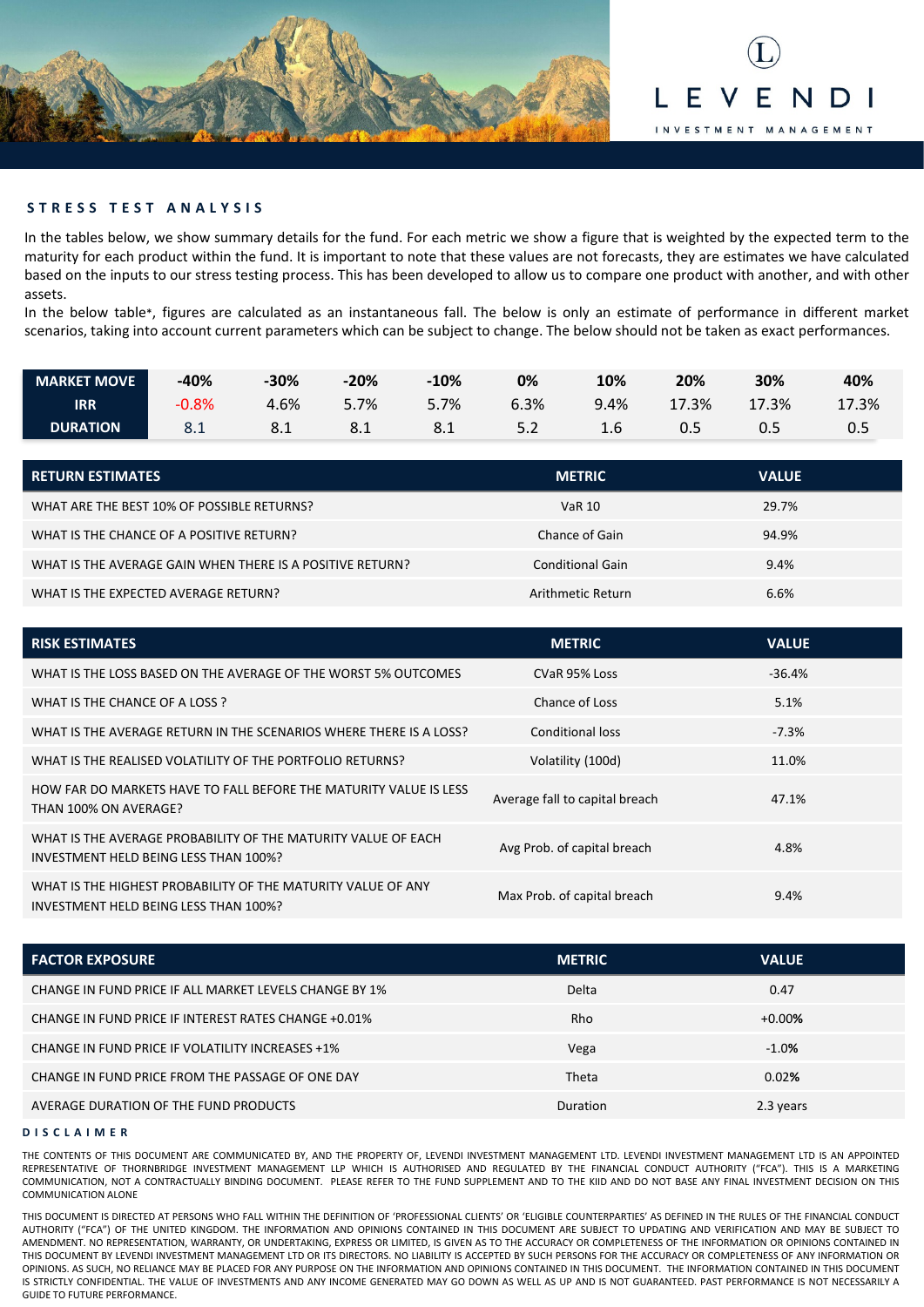## STRESS TEST ANALYSIS

In the tables below, we show summary details for the fund. For each metric we show a figure that is weighted by the expected term to the maturity for each product within the fund. It is important to note that these values are not forecasts, they are estimates we have calculated based on the inputs to our stress testing process. This has been developed to allow us to compare one product with another, and with other assets.

In the below table*, figures are calculated as an instantaneous fall. The below is only an estimate of performance in different market scenarios, taking into account current parameters which can be subject to change. The below should not be taken as exact performances.

| MARKET MOVE | -40% | -30% | -20% | -10% | 0% | 10% | 20% | 30% | 40% |
|---|---|---|---|---|---|---|---|---|---|
| IRR | -0.8% | 4.6% | 5.7% | 5.7% | 6.3% | 9.4% | 17.3% | 17.3% | 17.3% |
| DURATION | 8.1 | 8.1 | 8.1 | 8.1 | 5.2 | 1.6 | 0.5 | 0.5 | 0.5 |

| RETURN ESTIMATES | METRIC | VALUE |
|---|---|---|
| WHAT ARE THE BEST 10% OF POSSIBLE RETURNS? | VaR 10 | 29.7% |
| WHAT IS THE CHANCE OF A POSITIVE RETURN? | Chance of Gain | 94.9% |
| WHAT IS THE AVERAGE GAIN WHEN THERE IS A POSITIVE RETURN? | Conditional Gain | 9.4% |
| WHAT IS THE EXPECTED AVERAGE RETURN? | Arithmetic Return | 6.6% |

| RISK ESTIMATES | METRIC | VALUE |
|---|---|---|
| WHAT IS THE LOSS BASED ON THE AVERAGE OF THE WORST 5% OUTCOMES | CVaR 95% Loss | -36.4% |
| WHAT IS THE CHANCE OF A LOSS ? | Chance of Loss | 5.1% |
| WHAT IS THE AVERAGE RETURN IN THE SCENARIOS WHERE THERE IS A LOSS? | Conditional loss | -7.3% |
| WHAT IS THE REALISED VOLATILITY OF THE PORTFOLIO RETURNS? | Volatility (100d) | 11.0% |
| HOW FAR DO MARKETS HAVE TO FALL BEFORE THE MATURITY VALUE IS LESS THAN 100% ON AVERAGE? | Average fall to capital breach | 47.1% |
| WHAT IS THE AVERAGE PROBABILITY OF THE MATURITY VALUE OF EACH INVESTMENT HELD BEING LESS THAN 100%? | Avg Prob. of capital breach | 4.8% |
| WHAT IS THE HIGHEST PROBABILITY OF THE MATURITY VALUE OF ANY INVESTMENT HELD BEING LESS THAN 100%? | Max Prob. of capital breach | 9.4% |

| FACTOR EXPOSURE | METRIC | VALUE |
|---|---|---|
| CHANGE IN FUND PRICE IF ALL MARKET LEVELS CHANGE BY 1% | Delta | 0.47 |
| CHANGE IN FUND PRICE IF INTEREST RATES CHANGE +0.01% | Rho | +0.00% |
| CHANGE IN FUND PRICE IF VOLATILITY INCREASES +1% | Vega | -1.0% |
| CHANGE IN FUND PRICE FROM THE PASSAGE OF ONE DAY | Theta | 0.02% |
| AVERAGE DURATION OF THE FUND PRODUCTS | Duration | 2.3 years |

## DISCLAIMER

THE CONTENTS OF THIS DOCUMENT ARE COMMUNICATED BY, AND THE PROPERTY OF, LEVENDI INVESTMENT MANAGEMENT LTD. LEVENDI INVESTMENT MANAGEMENT LTD IS AN APPOINTED REPRESENTATIVE OF THORNBRIDGE INVESTMENT MANAGEMENT LLP WHICH IS AUTHORISED AND REGULATED BY THE FINANCIAL CONDUCT AUTHORITY ("FCA"). THIS IS A MARKETING COMMUNICATION, NOT A CONTRACTUALLY BINDING DOCUMENT. PLEASE REFER TO THE FUND SUPPLEMENT AND TO THE KIID AND DO NOT BASE ANY FINAL INVESTMENT DECISION ON THIS COMMUNICATION ALONE

THIS DOCUMENT IS DIRECTED AT PERSONS WHO FALL WITHIN THE DEFINITION OF 'PROFESSIONAL CLIENTS' OR 'ELIGIBLE COUNTERPARTIES' AS DEFINED IN THE RULES OF THE FINANCIAL CONDUCT AUTHORITY ("FCA") OF THE UNITED KINGDOM. THE INFORMATION AND OPINIONS CONTAINED IN THIS DOCUMENT ARE SUBJECT TO UPDATING AND VERIFICATION AND MAY BE SUBJECT TO AMENDMENT. NO REPRESENTATION, WARRANTY, OR UNDERTAKING, EXPRESS OR LIMITED, IS GIVEN AS TO THE ACCURACY OR COMPLETENESS OF THE INFORMATION OR OPINIONS CONTAINED IN THIS DOCUMENT BY LEVENDI INVESTMENT MANAGEMENT LTD OR ITS DIRECTORS. NO LIABILITY IS ACCEPTED BY SUCH PERSONS FOR THE ACCURACY OR COMPLETENESS OF ANY INFORMATION OR OPINIONS. AS SUCH, NO RELIANCE MAY BE PLACED FOR ANY PURPOSE ON THE INFORMATION AND OPINIONS CONTAINED IN THIS DOCUMENT. THE INFORMATION CONTAINED IN THIS DOCUMENT IS STRICTLY CONFIDENTIAL. THE VALUE OF INVESTMENTS AND ANY INCOME GENERATED MAY GO DOWN AS WELL AS UP AND IS NOT GUARANTEED. PAST PERFORMANCE IS NOT NECESSARILY A GUIDE TO FUTURE PERFORMANCE.